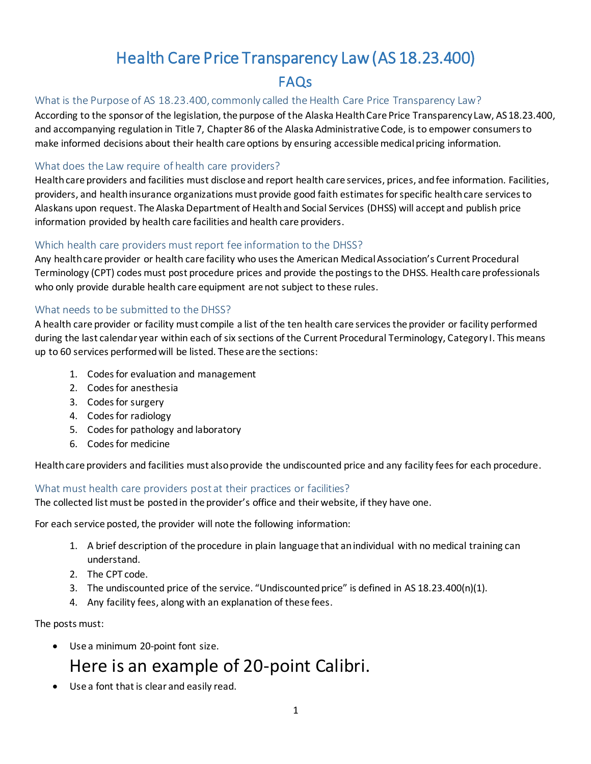# Health Care Price Transparency Law (AS 18.23.400)

## FAQs

### What is the Purpose of AS 18.23.400, commonly called the Health Care Price Transparency Law?

According to the sponsor of the legislation, the purpose of the Alaska Health Care Price Transparency Law, AS 18.23.400, and accompanying regulation in Title 7, Chapter 86 of the Alaska Administrative Code, is to empower consumers to make informed decisions about their health care options by ensuring accessible medical pricing information.

### What does the Law require of health care providers?

Health care providers and facilities must disclose and report health care services, prices, and fee information. Facilities, providers, and health insurance organizations must provide good faith estimates for specific health care services to Alaskans upon request. The Alaska Department of Health and Social Services (DHSS) will accept and publish price information provided by health care facilities and health care providers.

### Which health care providers must report fee information to the DHSS?

Any health care provider or health care facility who uses the American Medical Association's Current Procedural Terminology (CPT) codes must post procedure prices and provide the postings to the DHSS. Health care professionals who only provide durable health care equipment are not subject to these rules.

### What needs to be submitted to the DHSS?

A health care provider or facility must compile a list of the ten health care services the provider or facility performed during the last calendar year within each of six sections of the Current Procedural Terminology, Category I. This means up to 60 services performed will be listed. These are the sections:

1. Codes for evaluation and management
2. Codes for anesthesia
3. Codes for surgery
4. Codes for radiology
5. Codes for pathology and laboratory
6. Codes for medicine

Health care providers and facilities must also provide the undiscounted price and any facility fees for each procedure.

### What must health care providers post at their practices or facilities?

The collected list must be posted in the provider's office and their website, if they have one.

For each service posted, the provider will note the following information:

1. A brief description of the procedure in plain language that an individual with no medical training can understand.
2. The CPT code.
3. The undiscounted price of the service. "Undiscounted price" is defined in AS 18.23.400(n)(1).
4. Any facility fees, along with an explanation of these fees.

The posts must:

- Use a minimum 20-point font size.

  Here is an example of 20-point Calibri.

- Use a font that is clear and easily read.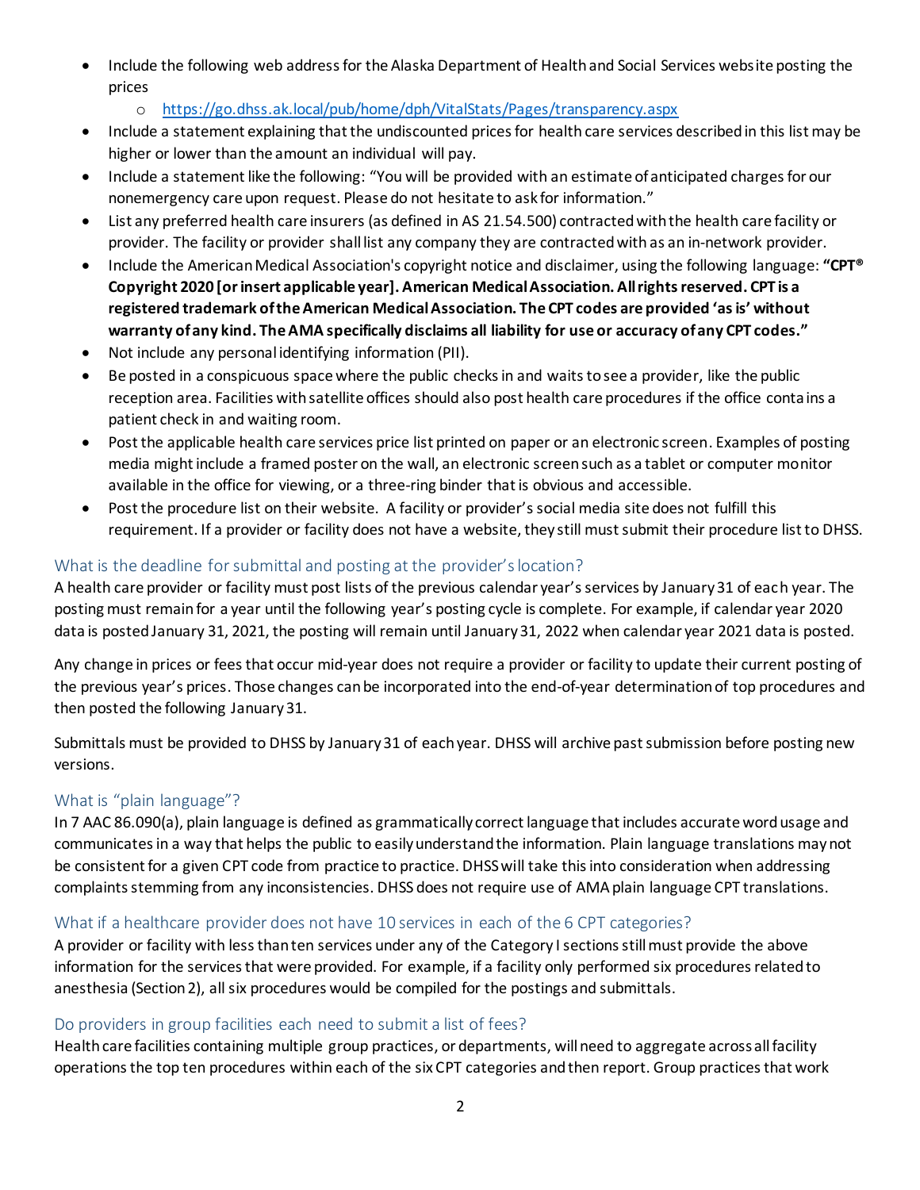- Include the following web address for the Alaska Department of Health and Social Services website posting the prices
  - https://go.dhss.ak.local/pub/home/dph/VitalStats/Pages/transparency.aspx
- Include a statement explaining that the undiscounted prices for health care services described in this list may be higher or lower than the amount an individual will pay.
- Include a statement like the following: "You will be provided with an estimate of anticipated charges for our nonemergency care upon request. Please do not hesitate to ask for information."
- List any preferred health care insurers (as defined in AS 21.54.500) contracted with the health care facility or provider. The facility or provider shall list any company they are contracted with as an in-network provider.
- Include the American Medical Association's copyright notice and disclaimer, using the following language: **"CPT® Copyright 2020 [or insert applicable year]. American Medical Association. All rights reserved. CPT is a registered trademark of the American Medical Association. The CPT codes are provided 'as is' without warranty of any kind. The AMA specifically disclaims all liability for use or accuracy of any CPT codes."**
- Not include any personal identifying information (PII).
- Be posted in a conspicuous space where the public checks in and waits to see a provider, like the public reception area. Facilities with satellite offices should also post health care procedures if the office contains a patient check in and waiting room.
- Post the applicable health care services price list printed on paper or an electronic screen. Examples of posting media might include a framed poster on the wall, an electronic screen such as a tablet or computer monitor available in the office for viewing, or a three-ring binder that is obvious and accessible.
- Post the procedure list on their website. A facility or provider's social media site does not fulfill this requirement. If a provider or facility does not have a website, they still must submit their procedure list to DHSS.

## What is the deadline for submittal and posting at the provider's location?

A health care provider or facility must post lists of the previous calendar year's services by January 31 of each year. The posting must remain for a year until the following year's posting cycle is complete. For example, if calendar year 2020 data is posted January 31, 2021, the posting will remain until January 31, 2022 when calendar year 2021 data is posted.

Any change in prices or fees that occur mid-year does not require a provider or facility to update their current posting of the previous year's prices. Those changes can be incorporated into the end-of-year determination of top procedures and then posted the following January 31.

Submittals must be provided to DHSS by January 31 of each year. DHSS will archive past submission before posting new versions.

## What is "plain language"?

In 7 AAC 86.090(a), plain language is defined as grammatically correct language that includes accurate word usage and communicates in a way that helps the public to easily understand the information. Plain language translations may not be consistent for a given CPT code from practice to practice. DHSS will take this into consideration when addressing complaints stemming from any inconsistencies. DHSS does not require use of AMA plain language CPT translations.

## What if a healthcare provider does not have 10 services in each of the 6 CPT categories?

A provider or facility with less than ten services under any of the Category I sections still must provide the above information for the services that were provided. For example, if a facility only performed six procedures related to anesthesia (Section 2), all six procedures would be compiled for the postings and submittals.

## Do providers in group facilities each need to submit a list of fees?

Health care facilities containing multiple group practices, or departments, will need to aggregate across all facility operations the top ten procedures within each of the six CPT categories and then report. Group practices that work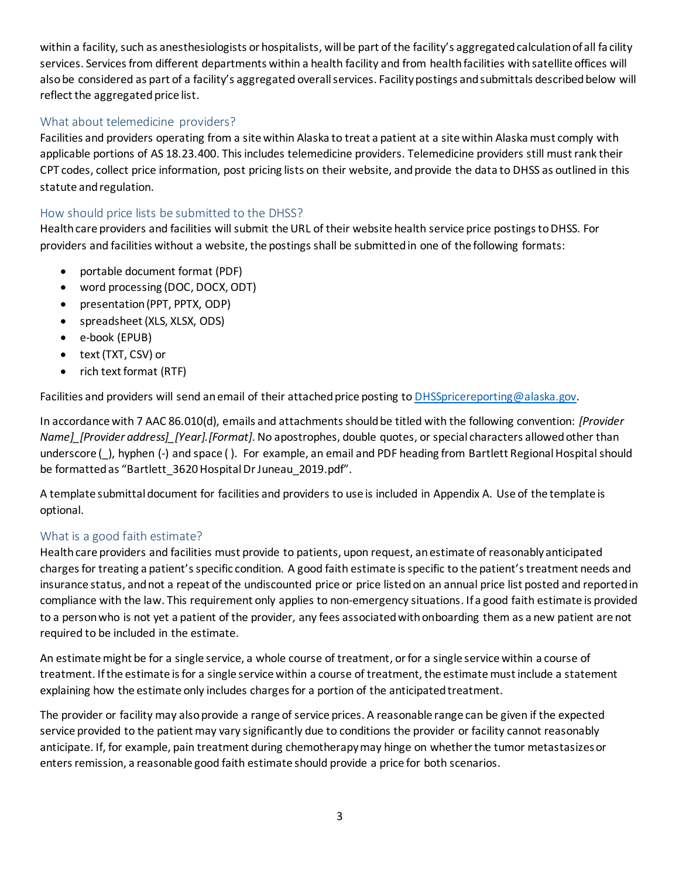within a facility, such as anesthesiologists or hospitalists, will be part of the facility's aggregated calculation of all facility services. Services from different departments within a health facility and from health facilities with satellite offices will also be considered as part of a facility's aggregated overall services. Facility postings and submittals described below will reflect the aggregated price list.

## What about telemedicine providers?

Facilities and providers operating from a site within Alaska to treat a patient at a site within Alaska must comply with applicable portions of AS 18.23.400. This includes telemedicine providers. Telemedicine providers still must rank their CPT codes, collect price information, post pricing lists on their website, and provide the data to DHSS as outlined in this statute and regulation.

## How should price lists be submitted to the DHSS?

Health care providers and facilities will submit the URL of their website health service price postings to DHSS. For providers and facilities without a website, the postings shall be submitted in one of the following formats:

- portable document format (PDF)
- word processing (DOC, DOCX, ODT)
- presentation (PPT, PPTX, ODP)
- spreadsheet (XLS, XLSX, ODS)
- e-book (EPUB)
- text (TXT, CSV) or
- rich text format (RTF)

Facilities and providers will send an email of their attached price posting to DHSSpricereporting@alaska.gov.

In accordance with 7 AAC 86.010(d), emails and attachments should be titled with the following convention: *[Provider Name]_[Provider address]_[Year].[Format]*. No apostrophes, double quotes, or special characters allowed other than underscore (_), hyphen (-) and space ( ). For example, an email and PDF heading from Bartlett Regional Hospital should be formatted as "Bartlett_3620 Hospital Dr Juneau_2019.pdf".

A template submittal document for facilities and providers to use is included in Appendix A. Use of the template is optional.

## What is a good faith estimate?

Health care providers and facilities must provide to patients, upon request, an estimate of reasonably anticipated charges for treating a patient's specific condition. A good faith estimate is specific to the patient's treatment needs and insurance status, and not a repeat of the undiscounted price or price listed on an annual price list posted and reported in compliance with the law. This requirement only applies to non-emergency situations. If a good faith estimate is provided to a person who is not yet a patient of the provider, any fees associated with onboarding them as a new patient are not required to be included in the estimate.

An estimate might be for a single service, a whole course of treatment, or for a single service within a course of treatment. If the estimate is for a single service within a course of treatment, the estimate must include a statement explaining how the estimate only includes charges for a portion of the anticipated treatment.

The provider or facility may also provide a range of service prices. A reasonable range can be given if the expected service provided to the patient may vary significantly due to conditions the provider or facility cannot reasonably anticipate. If, for example, pain treatment during chemotherapy may hinge on whether the tumor metastasizes or enters remission, a reasonable good faith estimate should provide a price for both scenarios.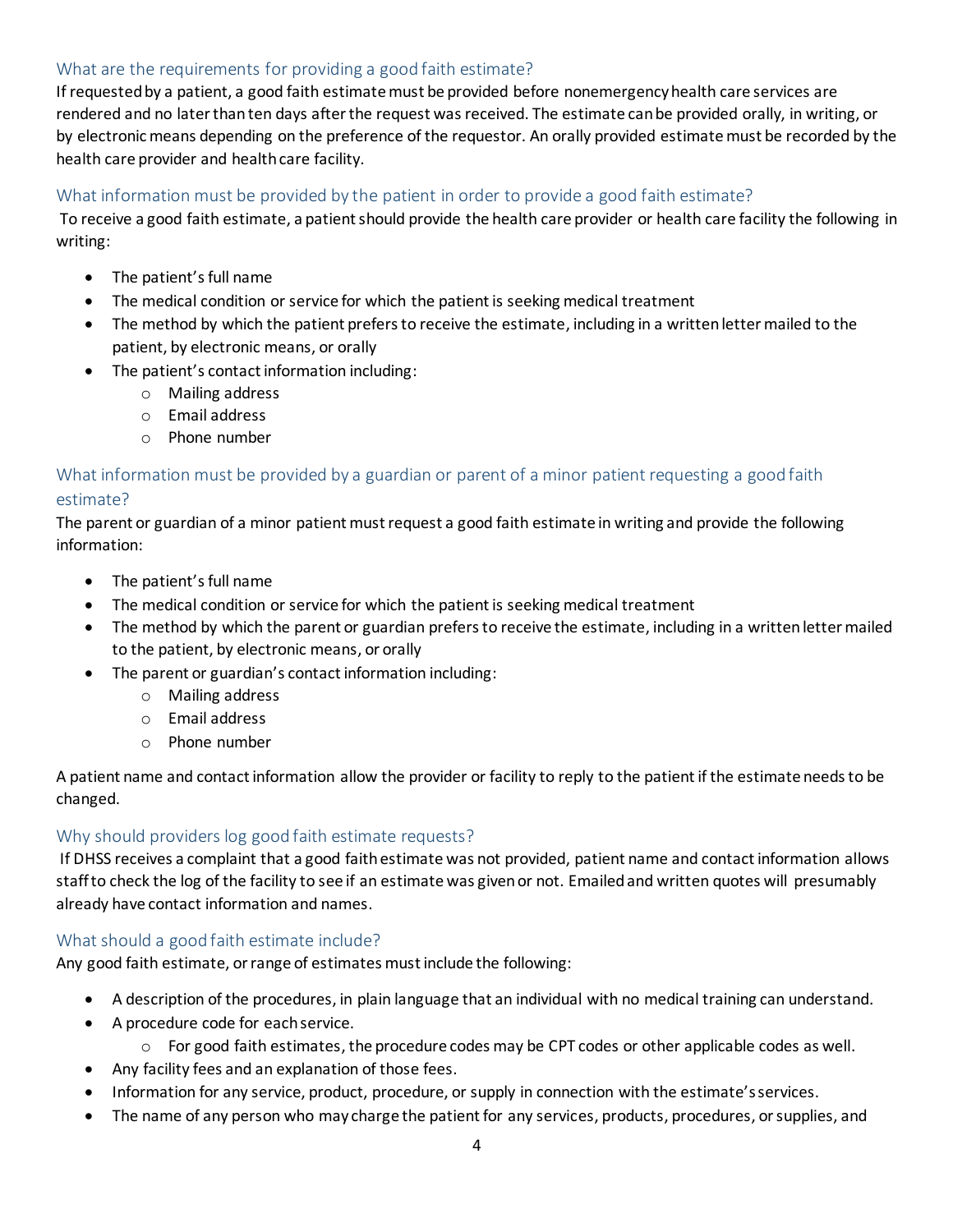## What are the requirements for providing a good faith estimate?

If requested by a patient, a good faith estimate must be provided before nonemergency health care services are rendered and no later than ten days after the request was received. The estimate can be provided orally, in writing, or by electronic means depending on the preference of the requestor. An orally provided estimate must be recorded by the health care provider and health care facility.

## What information must be provided by the patient in order to provide a good faith estimate?

To receive a good faith estimate, a patient should provide the health care provider or health care facility the following in writing:

- The patient's full name
- The medical condition or service for which the patient is seeking medical treatment
- The method by which the patient prefers to receive the estimate, including in a written letter mailed to the patient, by electronic means, or orally
- The patient's contact information including:
    - Mailing address
    - Email address
    - Phone number

## What information must be provided by a guardian or parent of a minor patient requesting a good faith estimate?

The parent or guardian of a minor patient must request a good faith estimate in writing and provide the following information:

- The patient's full name
- The medical condition or service for which the patient is seeking medical treatment
- The method by which the parent or guardian prefers to receive the estimate, including in a written letter mailed to the patient, by electronic means, or orally
- The parent or guardian's contact information including:
    - Mailing address
    - Email address
    - Phone number

A patient name and contact information allow the provider or facility to reply to the patient if the estimate needs to be changed.

## Why should providers log good faith estimate requests?

If DHSS receives a complaint that a good faith estimate was not provided, patient name and contact information allows staff to check the log of the facility to see if an estimate was given or not. Emailed and written quotes will presumably already have contact information and names.

## What should a good faith estimate include?

Any good faith estimate, or range of estimates must include the following:

- A description of the procedures, in plain language that an individual with no medical training can understand.
- A procedure code for each service.
    - For good faith estimates, the procedure codes may be CPT codes or other applicable codes as well.
- Any facility fees and an explanation of those fees.
- Information for any service, product, procedure, or supply in connection with the estimate's services.
- The name of any person who may charge the patient for any services, products, procedures, or supplies, and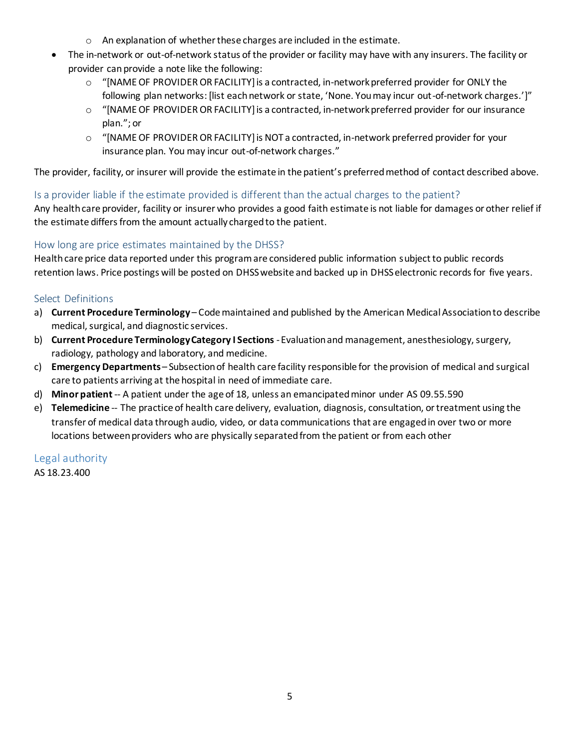- An explanation of whether these charges are included in the estimate.
- The in-network or out-of-network status of the provider or facility may have with any insurers. The facility or provider can provide a note like the following:
  - "[NAME OF PROVIDER OR FACILITY] is a contracted, in-network preferred provider for ONLY the following plan networks: [list each network or state, 'None. You may incur out-of-network charges.']"
  - "[NAME OF PROVIDER OR FACILITY] is a contracted, in-network preferred provider for our insurance plan."; or
  - "[NAME OF PROVIDER OR FACILITY] is NOT a contracted, in-network preferred provider for your insurance plan. You may incur out-of-network charges."

The provider, facility, or insurer will provide the estimate in the patient's preferred method of contact described above.

## Is a provider liable if the estimate provided is different than the actual charges to the patient?

Any health care provider, facility or insurer who provides a good faith estimate is not liable for damages or other relief if the estimate differs from the amount actually charged to the patient.

## How long are price estimates maintained by the DHSS?

Health care price data reported under this program are considered public information subject to public records retention laws. Price postings will be posted on DHSS website and backed up in DHSS electronic records for five years.

## Select Definitions

a) **Current Procedure Terminology** – Code maintained and published by the American Medical Association to describe medical, surgical, and diagnostic services.

b) **Current Procedure Terminology Category I Sections** - Evaluation and management, anesthesiology, surgery, radiology, pathology and laboratory, and medicine.

c) **Emergency Departments** – Subsection of health care facility responsible for the provision of medical and surgical care to patients arriving at the hospital in need of immediate care.

d) **Minor patient** -- A patient under the age of 18, unless an emancipated minor under AS 09.55.590

e) **Telemedicine** -- The practice of health care delivery, evaluation, diagnosis, consultation, or treatment using the transfer of medical data through audio, video, or data communications that are engaged in over two or more locations between providers who are physically separated from the patient or from each other

## Legal authority

AS 18.23.400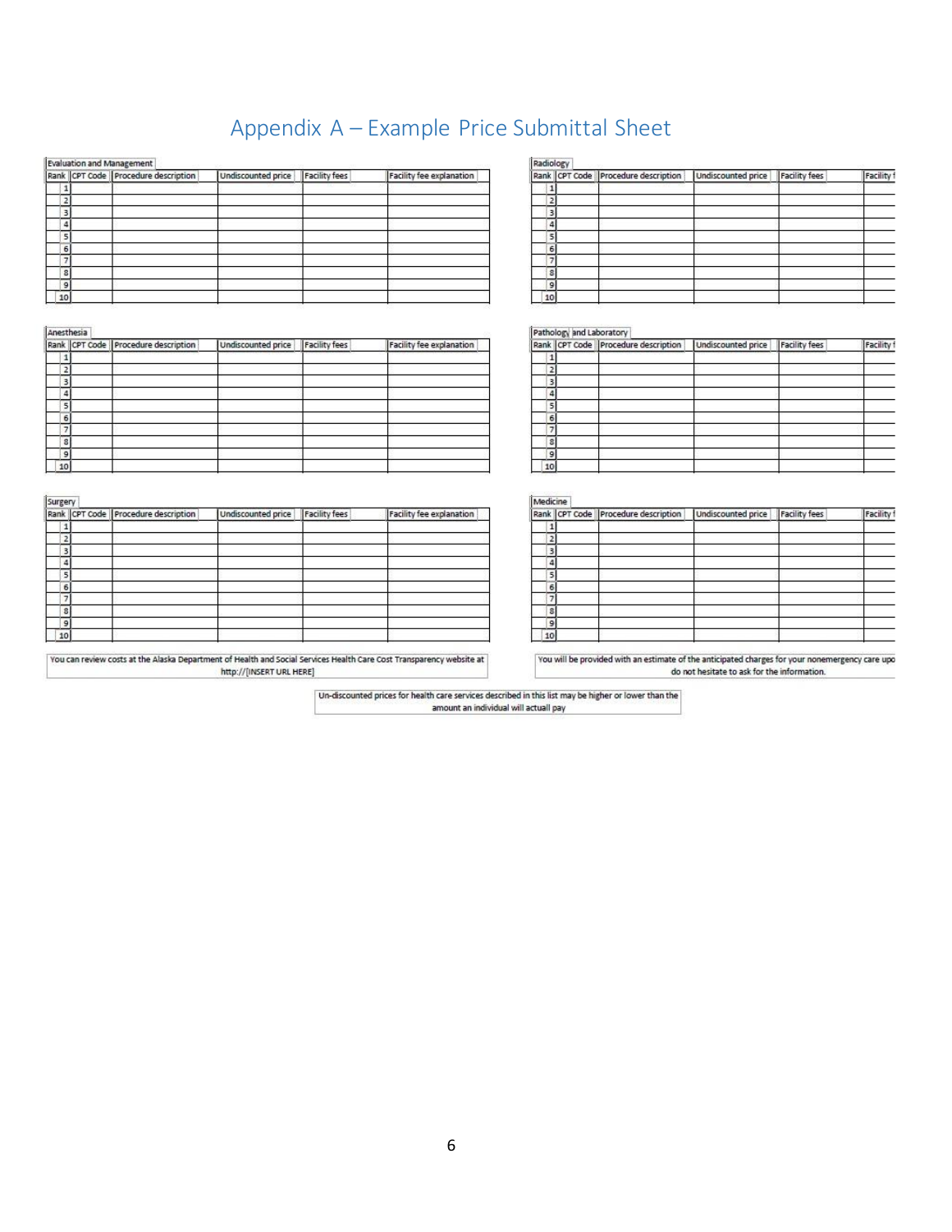## Appendix A – Example Price Submittal Sheet

Evaluation and Management

| Rank | CPT Code | Procedure description | Undiscounted price | Facility fees | Facility fee explanation |
|---|---|---|---|---|---|
| 1 | | | | | |
| 2 | | | | | |
| 3 | | | | | |
| 4 | | | | | |
| 5 | | | | | |
| 6 | | | | | |
| 7 | | | | | |
| 8 | | | | | |
| 9 | | | | | |
| 10 | | | | | |

Radiology

| Rank | CPT Code | Procedure description | Undiscounted price | Facility fees | Facility f |
|---|---|---|---|---|---|
| 1 | | | | | |
| 2 | | | | | |
| 3 | | | | | |
| 4 | | | | | |
| 5 | | | | | |
| 6 | | | | | |
| 7 | | | | | |
| 8 | | | | | |
| 9 | | | | | |
| 10 | | | | | |

Anesthesia

| Rank | CPT Code | Procedure description | Undiscounted price | Facility fees | Facility fee explanation |
|---|---|---|---|---|---|
| 1 | | | | | |
| 2 | | | | | |
| 3 | | | | | |
| 4 | | | | | |
| 5 | | | | | |
| 6 | | | | | |
| 7 | | | | | |
| 8 | | | | | |
| 9 | | | | | |
| 10 | | | | | |

Pathology and Laboratory

| Rank | CPT Code | Procedure description | Undiscounted price | Facility fees | Facility f |
|---|---|---|---|---|---|
| 1 | | | | | |
| 2 | | | | | |
| 3 | | | | | |
| 4 | | | | | |
| 5 | | | | | |
| 6 | | | | | |
| 7 | | | | | |
| 8 | | | | | |
| 9 | | | | | |
| 10 | | | | | |

Surgery

| Rank | CPT Code | Procedure description | Undiscounted price | Facility fees | Facility fee explanation |
|---|---|---|---|---|---|
| 1 | | | | | |
| 2 | | | | | |
| 3 | | | | | |
| 4 | | | | | |
| 5 | | | | | |
| 6 | | | | | |
| 7 | | | | | |
| 8 | | | | | |
| 9 | | | | | |
| 10 | | | | | |

Medicine

| Rank | CPT Code | Procedure description | Undiscounted price | Facility fees | Facility f |
|---|---|---|---|---|---|
| 1 | | | | | |
| 2 | | | | | |
| 3 | | | | | |
| 4 | | | | | |
| 5 | | | | | |
| 6 | | | | | |
| 7 | | | | | |
| 8 | | | | | |
| 9 | | | | | |
| 10 | | | | | |

You can review costs at the Alaska Department of Health and Social Services Health Care Cost Transparency website at http://[INSERT URL HERE]

You will be provided with an estimate of the anticipated charges for your nonemergency care upo do not hesitate to ask for the information.

Un-discounted prices for health care services described in this list may be higher or lower than the amount an individual will actuall pay